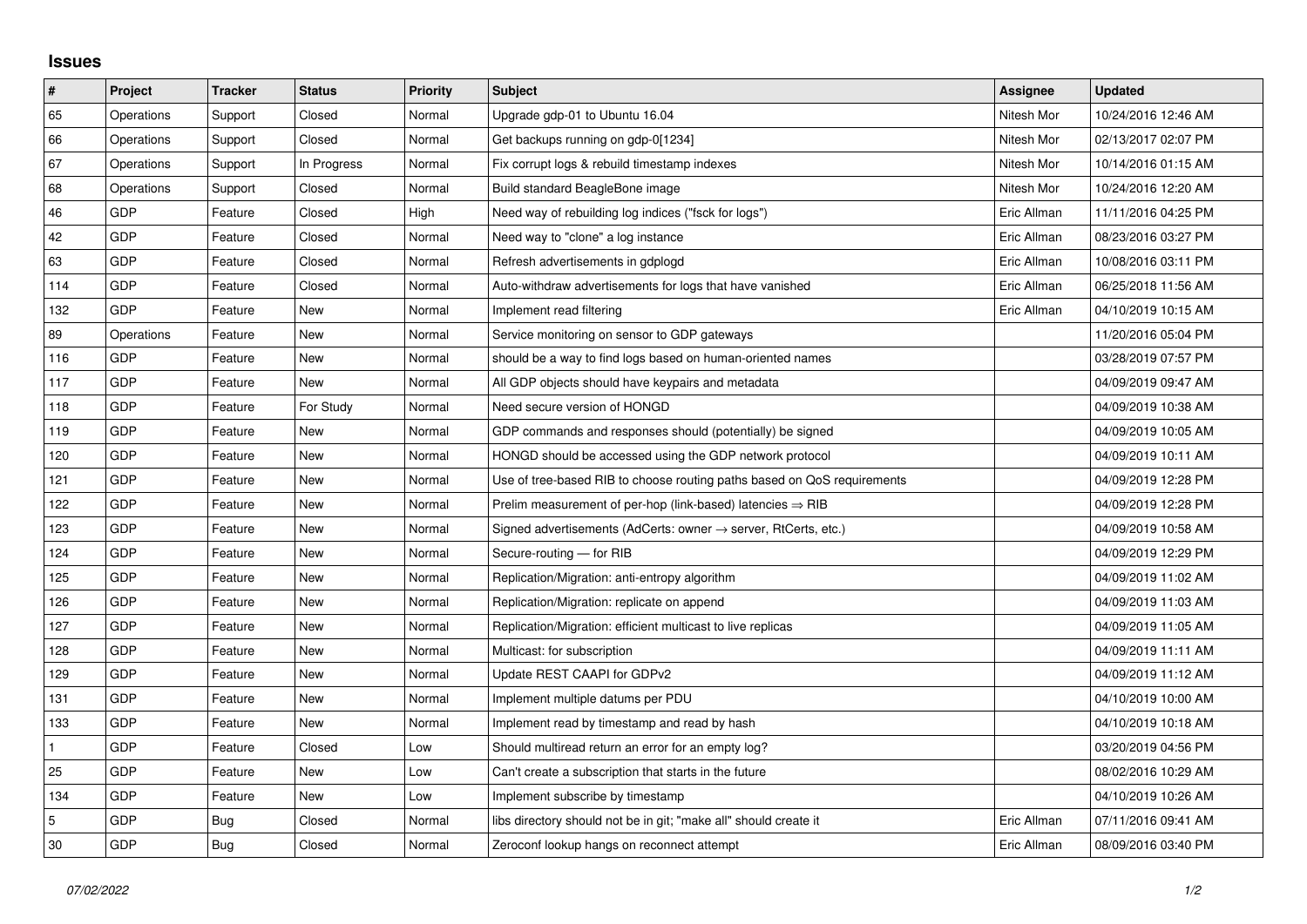## Issues

| # | Project | Tracker | Status | Priority | Subject | Assignee | Updated |
|---|---|---|---|---|---|---|---|
| 65 | Operations | Support | Closed | Normal | Upgrade gdp-01 to Ubuntu 16.04 | Nitesh Mor | 10/24/2016 12:46 AM |
| 66 | Operations | Support | Closed | Normal | Get backups running on gdp-0[1234] | Nitesh Mor | 02/13/2017 02:07 PM |
| 67 | Operations | Support | In Progress | Normal | Fix corrupt logs & rebuild timestamp indexes | Nitesh Mor | 10/14/2016 01:15 AM |
| 68 | Operations | Support | Closed | Normal | Build standard BeagleBone image | Nitesh Mor | 10/24/2016 12:20 AM |
| 46 | GDP | Feature | Closed | High | Need way of rebuilding log indices ("fsck for logs") | Eric Allman | 11/11/2016 04:25 PM |
| 42 | GDP | Feature | Closed | Normal | Need way to "clone" a log instance | Eric Allman | 08/23/2016 03:27 PM |
| 63 | GDP | Feature | Closed | Normal | Refresh advertisements in gdplogd | Eric Allman | 10/08/2016 03:11 PM |
| 114 | GDP | Feature | Closed | Normal | Auto-withdraw advertisements for logs that have vanished | Eric Allman | 06/25/2018 11:56 AM |
| 132 | GDP | Feature | New | Normal | Implement read filtering | Eric Allman | 04/10/2019 10:15 AM |
| 89 | Operations | Feature | New | Normal | Service monitoring on sensor to GDP gateways | | 11/20/2016 05:04 PM |
| 116 | GDP | Feature | New | Normal | should be a way to find logs based on human-oriented names | | 03/28/2019 07:57 PM |
| 117 | GDP | Feature | New | Normal | All GDP objects should have keypairs and metadata | | 04/09/2019 09:47 AM |
| 118 | GDP | Feature | For Study | Normal | Need secure version of HONGD | | 04/09/2019 10:38 AM |
| 119 | GDP | Feature | New | Normal | GDP commands and responses should (potentially) be signed | | 04/09/2019 10:05 AM |
| 120 | GDP | Feature | New | Normal | HONGD should be accessed using the GDP network protocol | | 04/09/2019 10:11 AM |
| 121 | GDP | Feature | New | Normal | Use of tree-based RIB to choose routing paths based on QoS requirements | | 04/09/2019 12:28 PM |
| 122 | GDP | Feature | New | Normal | Prelim measurement of per-hop (link-based) latencies ⇒ RIB | | 04/09/2019 12:28 PM |
| 123 | GDP | Feature | New | Normal | Signed advertisements (AdCerts: owner → server, RtCerts, etc.) | | 04/09/2019 10:58 AM |
| 124 | GDP | Feature | New | Normal | Secure-routing — for RIB | | 04/09/2019 12:29 PM |
| 125 | GDP | Feature | New | Normal | Replication/Migration: anti-entropy algorithm | | 04/09/2019 11:02 AM |
| 126 | GDP | Feature | New | Normal | Replication/Migration: replicate on append | | 04/09/2019 11:03 AM |
| 127 | GDP | Feature | New | Normal | Replication/Migration: efficient multicast to live replicas | | 04/09/2019 11:05 AM |
| 128 | GDP | Feature | New | Normal | Multicast: for subscription | | 04/09/2019 11:11 AM |
| 129 | GDP | Feature | New | Normal | Update REST CAAPI for GDPv2 | | 04/09/2019 11:12 AM |
| 131 | GDP | Feature | New | Normal | Implement multiple datums per PDU | | 04/10/2019 10:00 AM |
| 133 | GDP | Feature | New | Normal | Implement read by timestamp and read by hash | | 04/10/2019 10:18 AM |
| 1 | GDP | Feature | Closed | Low | Should multiread return an error for an empty log? | | 03/20/2019 04:56 PM |
| 25 | GDP | Feature | New | Low | Can't create a subscription that starts in the future | | 08/02/2016 10:29 AM |
| 134 | GDP | Feature | New | Low | Implement subscribe by timestamp | | 04/10/2019 10:26 AM |
| 5 | GDP | Bug | Closed | Normal | libs directory should not be in git; "make all" should create it | Eric Allman | 07/11/2016 09:41 AM |
| 30 | GDP | Bug | Closed | Normal | Zeroconf lookup hangs on reconnect attempt | Eric Allman | 08/09/2016 03:40 PM |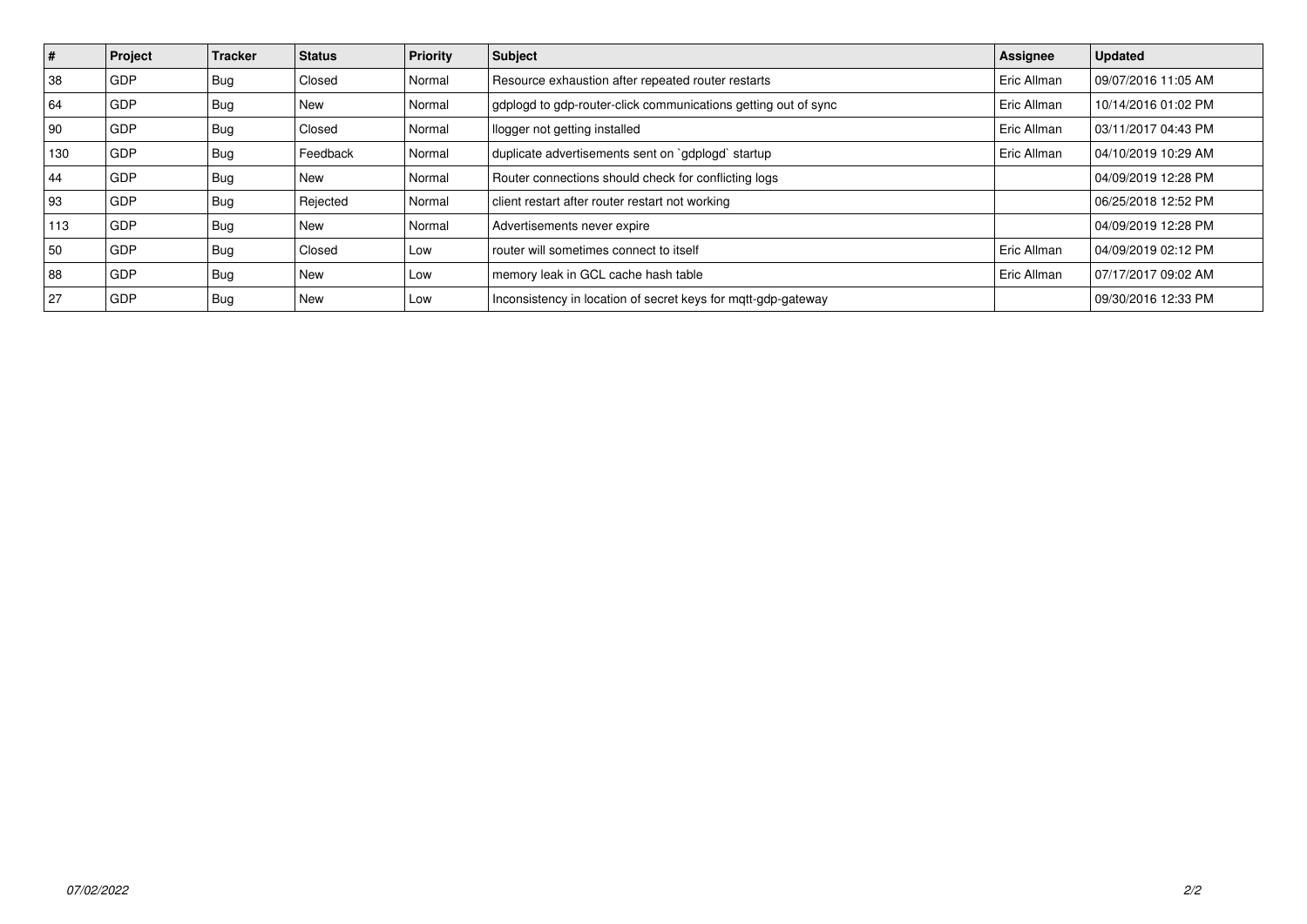| # | Project | Tracker | Status | Priority | Subject | Assignee | Updated |
|---|---|---|---|---|---|---|---|
| 38 | GDP | Bug | Closed | Normal | Resource exhaustion after repeated router restarts | Eric Allman | 09/07/2016 11:05 AM |
| 64 | GDP | Bug | New | Normal | gdplogd to gdp-router-click communications getting out of sync | Eric Allman | 10/14/2016 01:02 PM |
| 90 | GDP | Bug | Closed | Normal | llogger not getting installed | Eric Allman | 03/11/2017 04:43 PM |
| 130 | GDP | Bug | Feedback | Normal | duplicate advertisements sent on `gdplogd` startup | Eric Allman | 04/10/2019 10:29 AM |
| 44 | GDP | Bug | New | Normal | Router connections should check for conflicting logs | | 04/09/2019 12:28 PM |
| 93 | GDP | Bug | Rejected | Normal | client restart after router restart not working | | 06/25/2018 12:52 PM |
| 113 | GDP | Bug | New | Normal | Advertisements never expire | | 04/09/2019 12:28 PM |
| 50 | GDP | Bug | Closed | Low | router will sometimes connect to itself | Eric Allman | 04/09/2019 02:12 PM |
| 88 | GDP | Bug | New | Low | memory leak in GCL cache hash table | Eric Allman | 07/17/2017 09:02 AM |
| 27 | GDP | Bug | New | Low | Inconsistency in location of secret keys for mqtt-gdp-gateway | | 09/30/2016 12:33 PM |